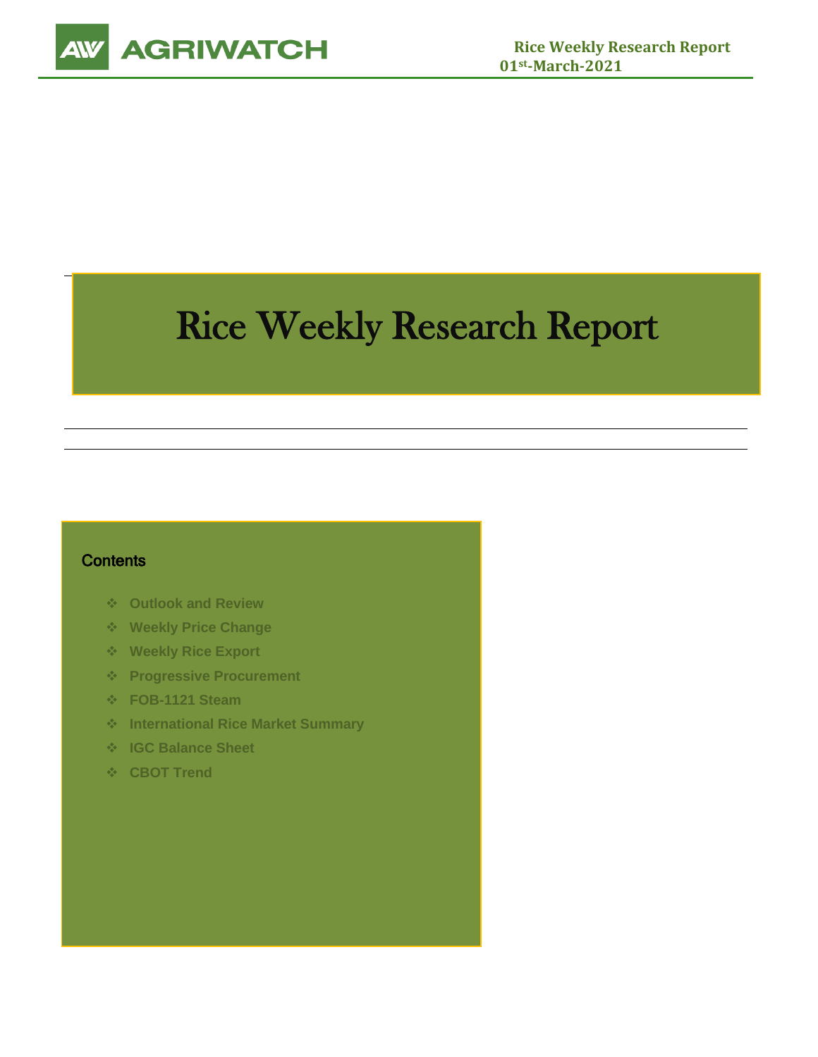# Rice Weekly Research Report

01st-March-2021

## Contents

- Outlook and Review
- Weekly Price Change
- Weekly Rice Export
- Progressive Procurement
- FOB-1121 Steam
- International Rice Market Summary
- IGC Balance Sheet
- CBOT Trend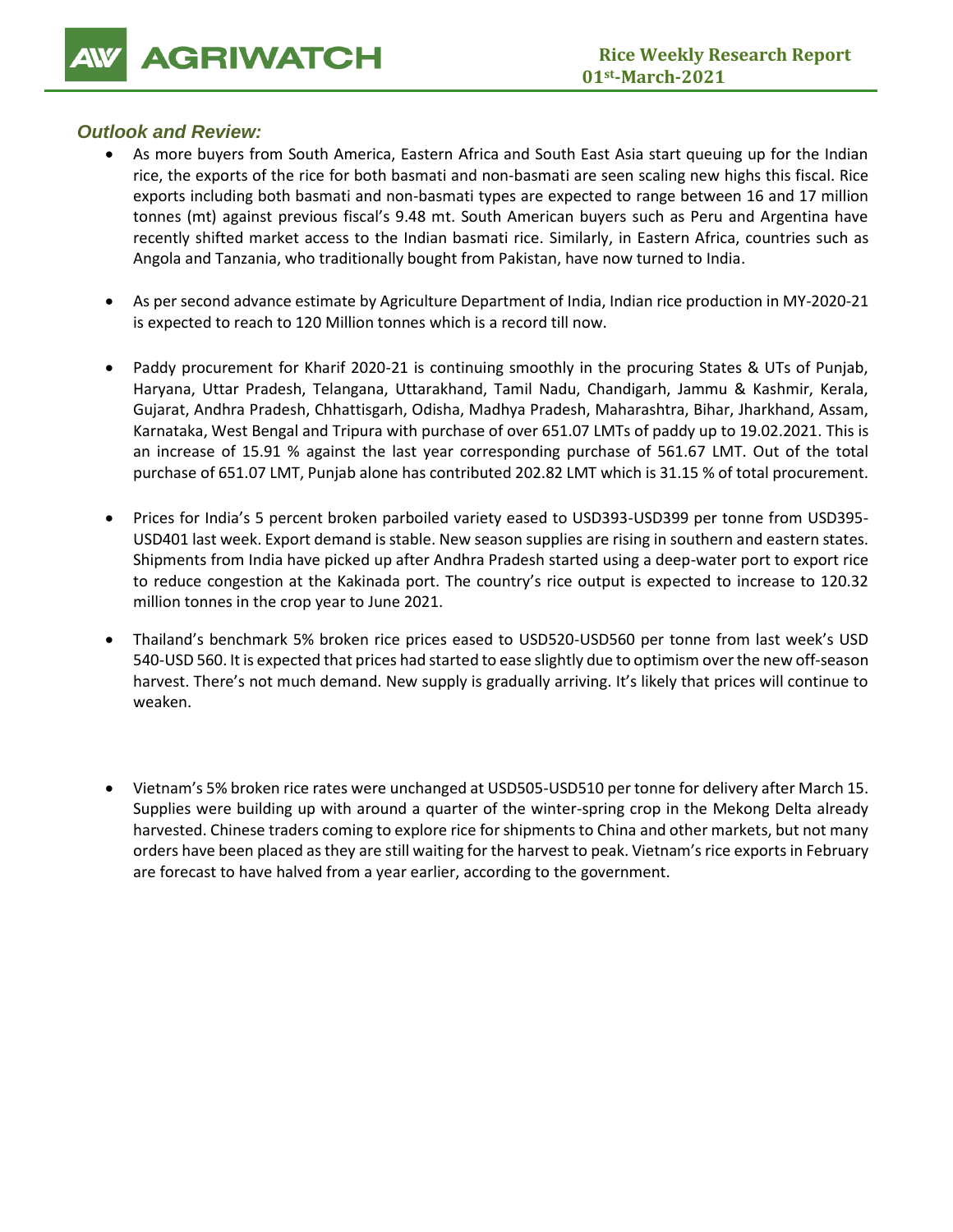## *Outlook and Review:*

- As more buyers from South America, Eastern Africa and South East Asia start queuing up for the Indian rice, the exports of the rice for both basmati and non-basmati are seen scaling new highs this fiscal. Rice exports including both basmati and non-basmati types are expected to range between 16 and 17 million tonnes (mt) against previous fiscal's 9.48 mt. South American buyers such as Peru and Argentina have recently shifted market access to the Indian basmati rice. Similarly, in Eastern Africa, countries such as Angola and Tanzania, who traditionally bought from Pakistan, have now turned to India.

- As per second advance estimate by Agriculture Department of India, Indian rice production in MY-2020-21 is expected to reach to 120 Million tonnes which is a record till now.

- Paddy procurement for Kharif 2020-21 is continuing smoothly in the procuring States & UTs of Punjab, Haryana, Uttar Pradesh, Telangana, Uttarakhand, Tamil Nadu, Chandigarh, Jammu & Kashmir, Kerala, Gujarat, Andhra Pradesh, Chhattisgarh, Odisha, Madhya Pradesh, Maharashtra, Bihar, Jharkhand, Assam, Karnataka, West Bengal and Tripura with purchase of over 651.07 LMTs of paddy up to 19.02.2021. This is an increase of 15.91 % against the last year corresponding purchase of 561.67 LMT. Out of the total purchase of 651.07 LMT, Punjab alone has contributed 202.82 LMT which is 31.15 % of total procurement.

- Prices for India's 5 percent broken parboiled variety eased to USD393-USD399 per tonne from USD395-USD401 last week. Export demand is stable. New season supplies are rising in southern and eastern states. Shipments from India have picked up after Andhra Pradesh started using a deep-water port to export rice to reduce congestion at the Kakinada port. The country's rice output is expected to increase to 120.32 million tonnes in the crop year to June 2021.

- Thailand's benchmark 5% broken rice prices eased to USD520-USD560 per tonne from last week's USD 540-USD 560. It is expected that prices had started to ease slightly due to optimism over the new off-season harvest. There's not much demand. New supply is gradually arriving. It's likely that prices will continue to weaken.

- Vietnam's 5% broken rice rates were unchanged at USD505-USD510 per tonne for delivery after March 15. Supplies were building up with around a quarter of the winter-spring crop in the Mekong Delta already harvested. Chinese traders coming to explore rice for shipments to China and other markets, but not many orders have been placed as they are still waiting for the harvest to peak. Vietnam's rice exports in February are forecast to have halved from a year earlier, according to the government.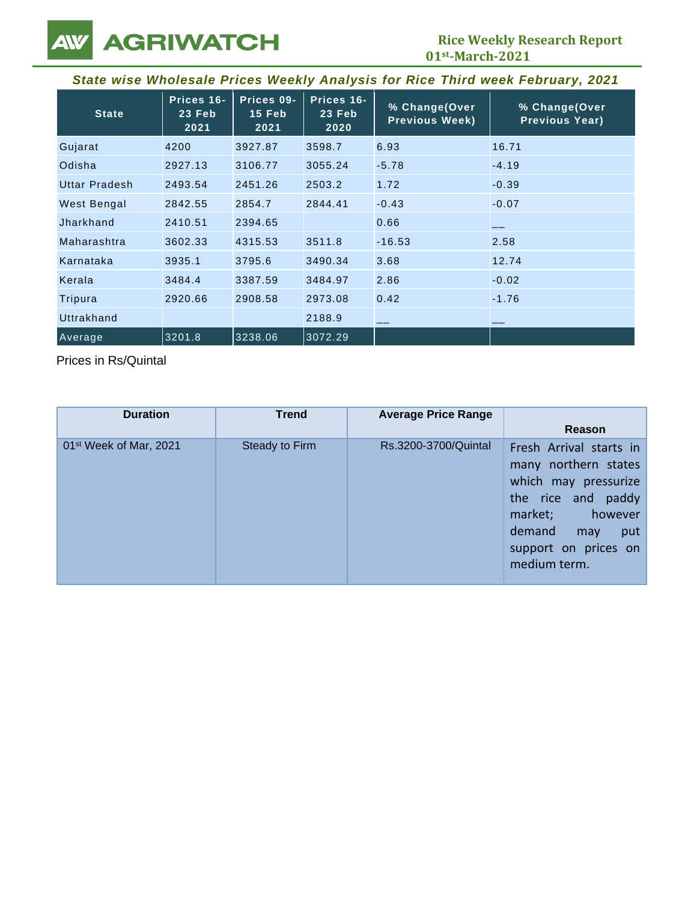## State wise Wholesale Prices Weekly Analysis for Rice Third week February, 2021

| State | Prices 16-23 Feb 2021 | Prices 09-15 Feb 2021 | Prices 16-23 Feb 2020 | % Change(Over Previous Week) | % Change(Over Previous Year) |
|---|---|---|---|---|---|
| Gujarat | 4200 | 3927.87 | 3598.7 | 6.93 | 16.71 |
| Odisha | 2927.13 | 3106.77 | 3055.24 | -5.78 | -4.19 |
| Uttar Pradesh | 2493.54 | 2451.26 | 2503.2 | 1.72 | -0.39 |
| West Bengal | 2842.55 | 2854.7 | 2844.41 | -0.43 | -0.07 |
| Jharkhand | 2410.51 | 2394.65 | | 0.66 | __ |
| Maharashtra | 3602.33 | 4315.53 | 3511.8 | -16.53 | 2.58 |
| Karnataka | 3935.1 | 3795.6 | 3490.34 | 3.68 | 12.74 |
| Kerala | 3484.4 | 3387.59 | 3484.97 | 2.86 | -0.02 |
| Tripura | 2920.66 | 2908.58 | 2973.08 | 0.42 | -1.76 |
| Uttrakhand | | | 2188.9 | __ | __ |
| Average | 3201.8 | 3238.06 | 3072.29 | | |

Prices in Rs/Quintal

| Duration | Trend | Average Price Range | Reason |
|---|---|---|---|
| 01st Week of Mar, 2021 | Steady to Firm | Rs.3200-3700/Quintal | Fresh Arrival starts in many northern states which may pressurize the rice and paddy market; however demand may put support on prices on medium term. |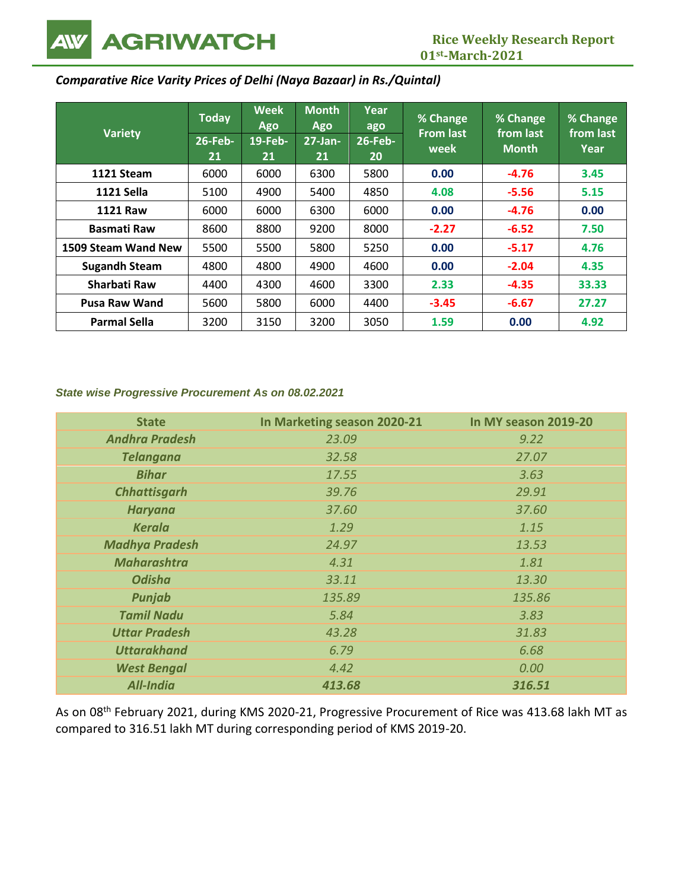*Comparative Rice Varity Prices of Delhi (Naya Bazaar) in Rs./Quintal)*

| Variety | Today | Week Ago | Month Ago | Year ago | % Change From last week | % Change from last Month | % Change from last Year |
|---|---|---|---|---|---|---|---|
| | 26-Feb-21 | 19-Feb-21 | 27-Jan-21 | 26-Feb-20 | | | |
| **1121 Steam** | 6000 | 6000 | 6300 | 5800 | 0.00 | -4.76 | 3.45 |
| **1121 Sella** | 5100 | 4900 | 5400 | 4850 | 4.08 | -5.56 | 5.15 |
| **1121 Raw** | 6000 | 6000 | 6300 | 6000 | 0.00 | -4.76 | 0.00 |
| **Basmati Raw** | 8600 | 8800 | 9200 | 8000 | -2.27 | -6.52 | 7.50 |
| **1509 Steam Wand New** | 5500 | 5500 | 5800 | 5250 | 0.00 | -5.17 | 4.76 |
| **Sugandh Steam** | 4800 | 4800 | 4900 | 4600 | 0.00 | -2.04 | 4.35 |
| **Sharbati Raw** | 4400 | 4300 | 4600 | 3300 | 2.33 | -4.35 | 33.33 |
| **Pusa Raw Wand** | 5600 | 5800 | 6000 | 4400 | -3.45 | -6.67 | 27.27 |
| **Parmal Sella** | 3200 | 3150 | 3200 | 3050 | 1.59 | 0.00 | 4.92 |

***State wise Progressive Procurement As on 08.02.2021***

| State | In Marketing season 2020-21 | In MY season 2019-20 |
|---|---|---|
| ***Andhra Pradesh*** | *23.09* | *9.22* |
| ***Telangana*** | *32.58* | *27.07* |
| ***Bihar*** | *17.55* | *3.63* |
| ***Chhattisgarh*** | *39.76* | *29.91* |
| ***Haryana*** | *37.60* | *37.60* |
| ***Kerala*** | *1.29* | *1.15* |
| ***Madhya Pradesh*** | *24.97* | *13.53* |
| ***Maharashtra*** | *4.31* | *1.81* |
| ***Odisha*** | *33.11* | *13.30* |
| ***Punjab*** | *135.89* | *135.86* |
| ***Tamil Nadu*** | *5.84* | *3.83* |
| ***Uttar Pradesh*** | *43.28* | *31.83* |
| ***Uttarakhand*** | *6.79* | *6.68* |
| ***West Bengal*** | *4.42* | *0.00* |
| ***All-India*** | ***413.68*** | ***316.51*** |

As on 08th February 2021, during KMS 2020-21, Progressive Procurement of Rice was 413.68 lakh MT as compared to 316.51 lakh MT during corresponding period of KMS 2019-20.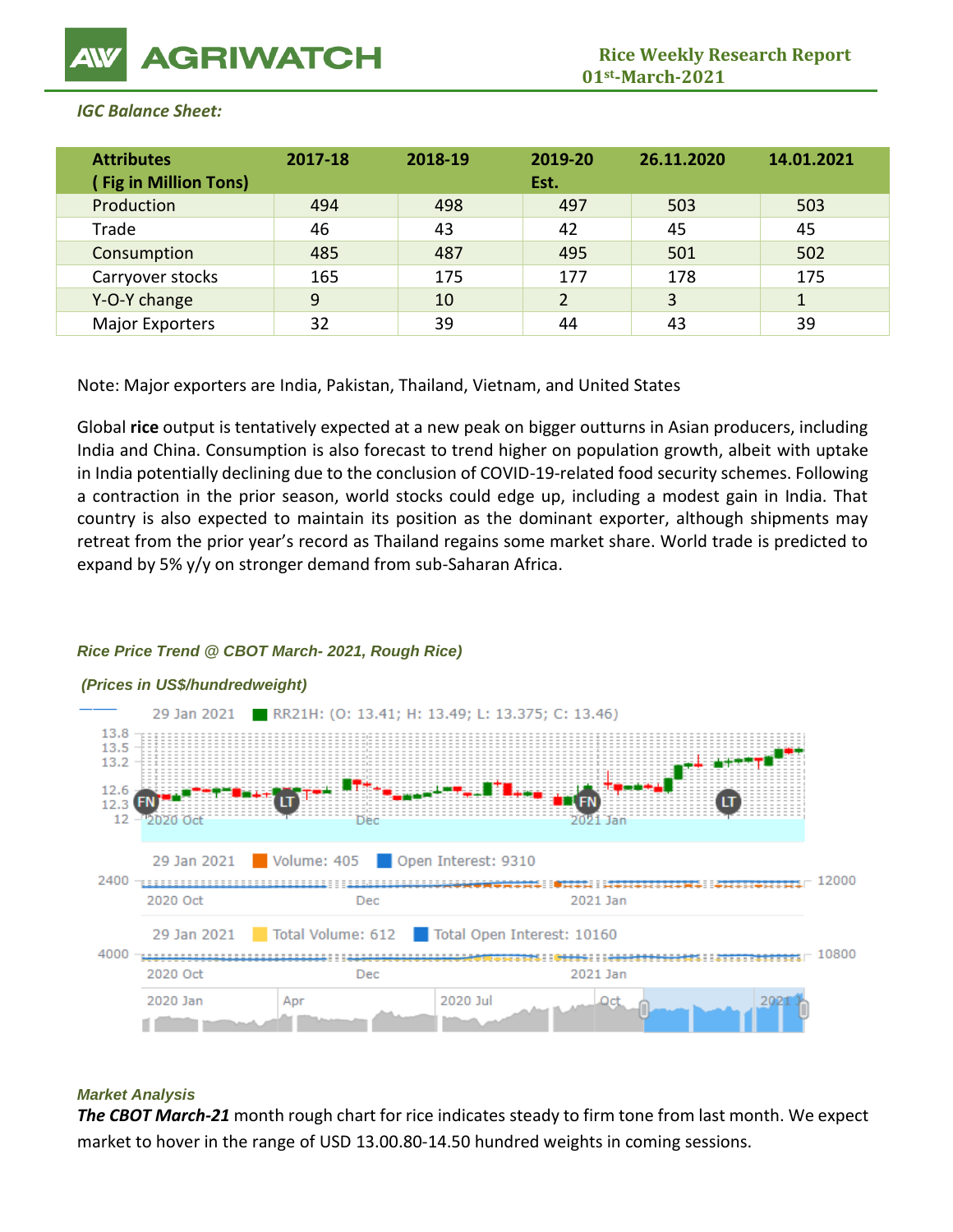*IGC Balance Sheet:*

| Attributes ( Fig in Million Tons) | 2017-18 | 2018-19 | 2019-20 Est. | 26.11.2020 | 14.01.2021 |
|---|---|---|---|---|---|
| Production | 494 | 498 | 497 | 503 | 503 |
| Trade | 46 | 43 | 42 | 45 | 45 |
| Consumption | 485 | 487 | 495 | 501 | 502 |
| Carryover stocks | 165 | 175 | 177 | 178 | 175 |
| Y-O-Y change | 9 | 10 | 2 | 3 | 1 |
| Major Exporters | 32 | 39 | 44 | 43 | 39 |

Note: Major exporters are India, Pakistan, Thailand, Vietnam, and United States

Global **rice** output is tentatively expected at a new peak on bigger outturns in Asian producers, including India and China. Consumption is also forecast to trend higher on population growth, albeit with uptake in India potentially declining due to the conclusion of COVID-19-related food security schemes. Following a contraction in the prior season, world stocks could edge up, including a modest gain in India. That country is also expected to maintain its position as the dominant exporter, although shipments may retreat from the prior year's record as Thailand regains some market share. World trade is predicted to expand by 5% y/y on stronger demand from sub-Saharan Africa.

***Rice Price Trend @ CBOT March- 2021, Rough Rice)***

***(Prices in US$/hundredweight)***

***Market Analysis***

***The CBOT March-21*** month rough chart for rice indicates steady to firm tone from last month. We expect market to hover in the range of USD 13.00.80-14.50 hundred weights in coming sessions.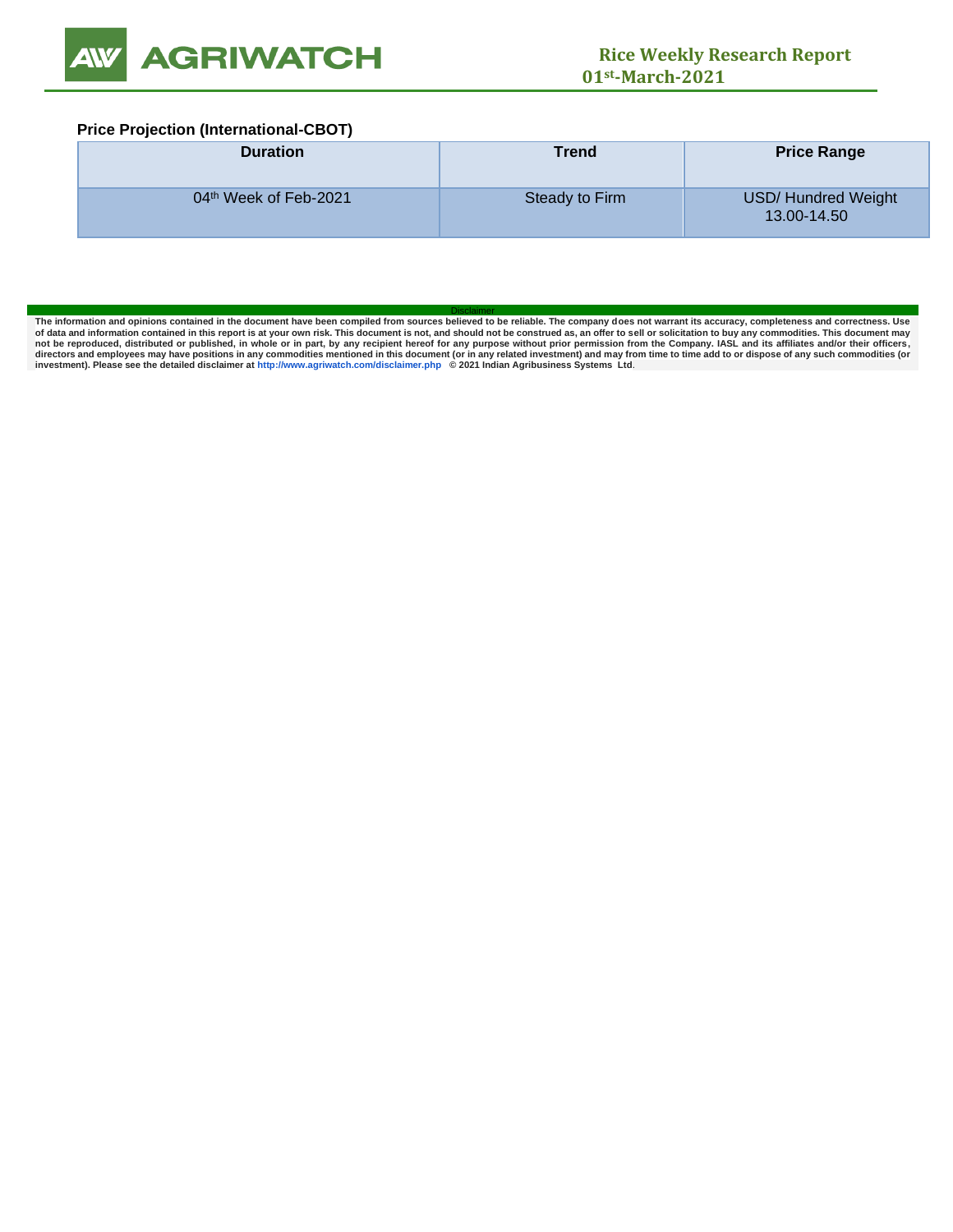**Price Projection (International-CBOT)**

| Duration | Trend | Price Range |
|---|---|---|
| 04th Week of Feb-2021 | Steady to Firm | USD/ Hundred Weight 13.00-14.50 |

Disclaimer

**The information and opinions contained in the document have been compiled from sources believed to be reliable. The company does not warrant its accuracy, completeness and correctness. Use of data and information contained in this report is at your own risk. This document is not, and should not be construed as, an offer to sell or solicitation to buy any commodities. This document may not be reproduced, distributed or published, in whole or in part, by any recipient hereof for any purpose without prior permission from the Company. IASL and its affiliates and/or their officers, directors and employees may have positions in any commodities mentioned in this document (or in any related investment) and may from time to time add to or dispose of any such commodities (or investment). Please see the detailed disclaimer at http://www.agriwatch.com/disclaimer.php © 2021 Indian Agribusiness Systems Ltd.**